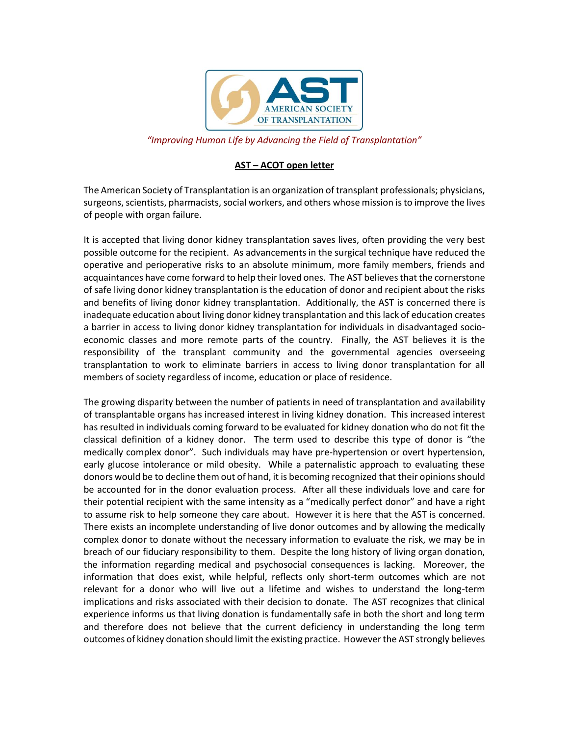*"Improving Human Life by Advancing the Field of Transplantation"*

## AST – ACOT open letter

The American Society of Transplantation is an organization of transplant professionals; physicians, surgeons, scientists, pharmacists, social workers, and others whose mission is to improve the lives of people with organ failure.

It is accepted that living donor kidney transplantation saves lives, often providing the very best possible outcome for the recipient. As advancements in the surgical technique have reduced the operative and perioperative risks to an absolute minimum, more family members, friends and acquaintances have come forward to help their loved ones. The AST believes that the cornerstone of safe living donor kidney transplantation is the education of donor and recipient about the risks and benefits of living donor kidney transplantation. Additionally, the AST is concerned there is inadequate education about living donor kidney transplantation and this lack of education creates a barrier in access to living donor kidney transplantation for individuals in disadvantaged socio-economic classes and more remote parts of the country. Finally, the AST believes it is the responsibility of the transplant community and the governmental agencies overseeing transplantation to work to eliminate barriers in access to living donor transplantation for all members of society regardless of income, education or place of residence.

The growing disparity between the number of patients in need of transplantation and availability of transplantable organs has increased interest in living kidney donation. This increased interest has resulted in individuals coming forward to be evaluated for kidney donation who do not fit the classical definition of a kidney donor. The term used to describe this type of donor is "the medically complex donor". Such individuals may have pre-hypertension or overt hypertension, early glucose intolerance or mild obesity. While a paternalistic approach to evaluating these donors would be to decline them out of hand, it is becoming recognized that their opinions should be accounted for in the donor evaluation process. After all these individuals love and care for their potential recipient with the same intensity as a "medically perfect donor" and have a right to assume risk to help someone they care about. However it is here that the AST is concerned. There exists an incomplete understanding of live donor outcomes and by allowing the medically complex donor to donate without the necessary information to evaluate the risk, we may be in breach of our fiduciary responsibility to them. Despite the long history of living organ donation, the information regarding medical and psychosocial consequences is lacking. Moreover, the information that does exist, while helpful, reflects only short-term outcomes which are not relevant for a donor who will live out a lifetime and wishes to understand the long-term implications and risks associated with their decision to donate. The AST recognizes that clinical experience informs us that living donation is fundamentally safe in both the short and long term and therefore does not believe that the current deficiency in understanding the long term outcomes of kidney donation should limit the existing practice. However the AST strongly believes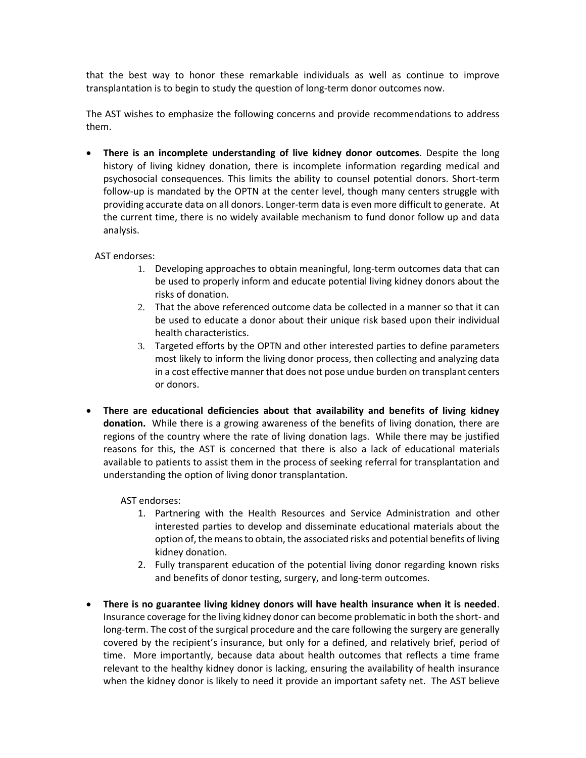that the best way to honor these remarkable individuals as well as continue to improve transplantation is to begin to study the question of long-term donor outcomes now.

The AST wishes to emphasize the following concerns and provide recommendations to address them.

- **There is an incomplete understanding of live kidney donor outcomes**. Despite the long history of living kidney donation, there is incomplete information regarding medical and psychosocial consequences. This limits the ability to counsel potential donors. Short-term follow-up is mandated by the OPTN at the center level, though many centers struggle with providing accurate data on all donors. Longer-term data is even more difficult to generate. At the current time, there is no widely available mechanism to fund donor follow up and data analysis.

  AST endorses:

  1. Developing approaches to obtain meaningful, long-term outcomes data that can be used to properly inform and educate potential living kidney donors about the risks of donation.
  2. That the above referenced outcome data be collected in a manner so that it can be used to educate a donor about their unique risk based upon their individual health characteristics.
  3. Targeted efforts by the OPTN and other interested parties to define parameters most likely to inform the living donor process, then collecting and analyzing data in a cost effective manner that does not pose undue burden on transplant centers or donors.

- **There are educational deficiencies about that availability and benefits of living kidney donation.** While there is a growing awareness of the benefits of living donation, there are regions of the country where the rate of living donation lags. While there may be justified reasons for this, the AST is concerned that there is also a lack of educational materials available to patients to assist them in the process of seeking referral for transplantation and understanding the option of living donor transplantation.

  AST endorses:

  1. Partnering with the Health Resources and Service Administration and other interested parties to develop and disseminate educational materials about the option of, the means to obtain, the associated risks and potential benefits of living kidney donation.
  2. Fully transparent education of the potential living donor regarding known risks and benefits of donor testing, surgery, and long-term outcomes.

- **There is no guarantee living kidney donors will have health insurance when it is needed**. Insurance coverage for the living kidney donor can become problematic in both the short- and long-term. The cost of the surgical procedure and the care following the surgery are generally covered by the recipient's insurance, but only for a defined, and relatively brief, period of time. More importantly, because data about health outcomes that reflects a time frame relevant to the healthy kidney donor is lacking, ensuring the availability of health insurance when the kidney donor is likely to need it provide an important safety net. The AST believe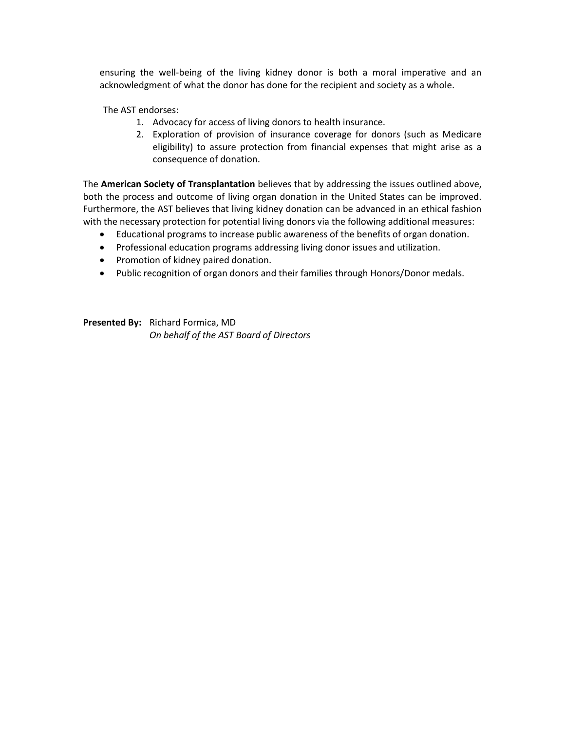ensuring the well-being of the living kidney donor is both a moral imperative and an acknowledgment of what the donor has done for the recipient and society as a whole.

The AST endorses:

1. Advocacy for access of living donors to health insurance.
2. Exploration of provision of insurance coverage for donors (such as Medicare eligibility) to assure protection from financial expenses that might arise as a consequence of donation.

The **American Society of Transplantation** believes that by addressing the issues outlined above, both the process and outcome of living organ donation in the United States can be improved. Furthermore, the AST believes that living kidney donation can be advanced in an ethical fashion with the necessary protection for potential living donors via the following additional measures:

- Educational programs to increase public awareness of the benefits of organ donation.
- Professional education programs addressing living donor issues and utilization.
- Promotion of kidney paired donation.
- Public recognition of organ donors and their families through Honors/Donor medals.

**Presented By:** Richard Formica, MD
*On behalf of the AST Board of Directors*